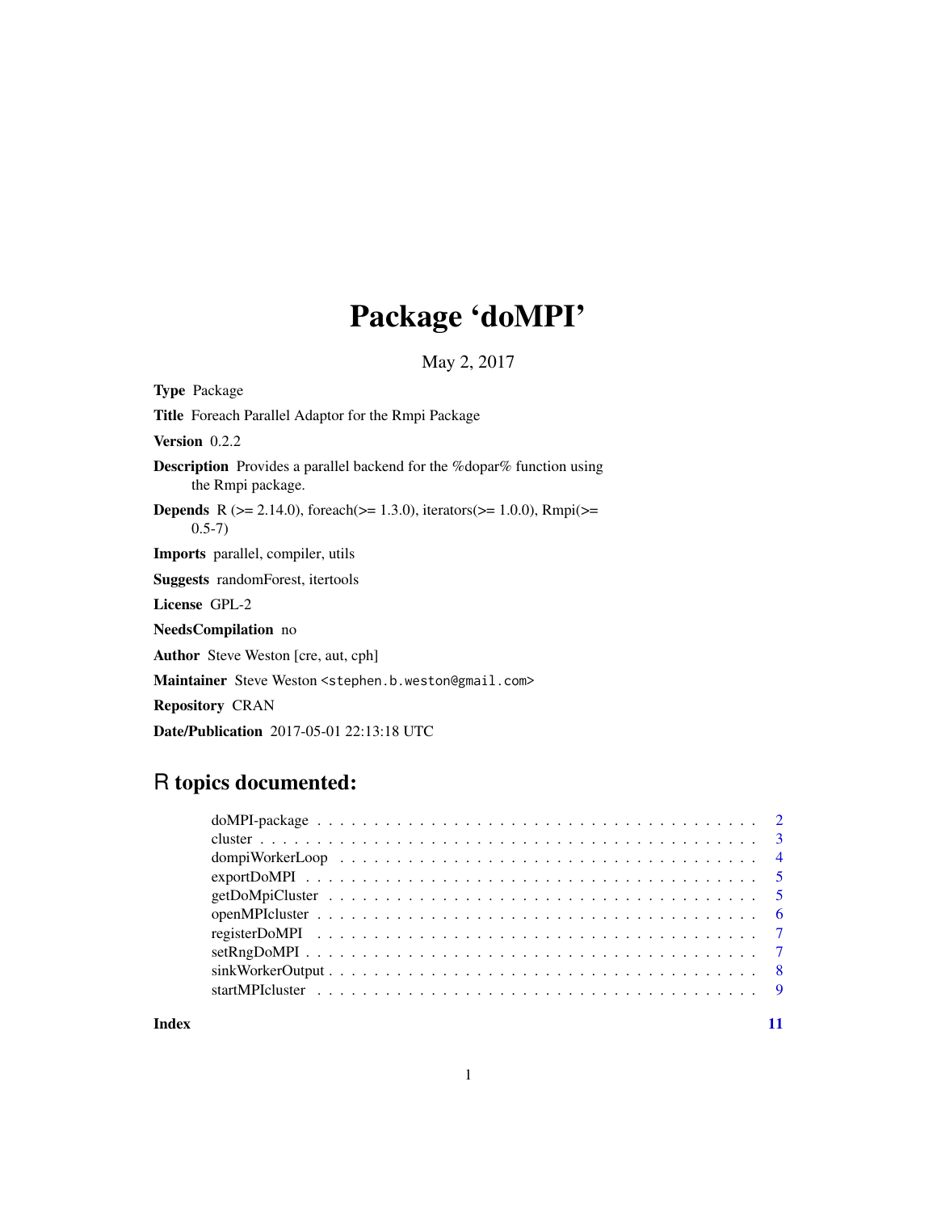# Package 'doMPI'

May 2, 2017

**Type** Package

**Title** Foreach Parallel Adaptor for the Rmpi Package

**Version** 0.2.2

**Description** Provides a parallel backend for the %dopar% function using the Rmpi package.

**Depends** R (>= 2.14.0), foreach(>= 1.3.0), iterators(>= 1.0.0), Rmpi(>= 0.5-7)

**Imports** parallel, compiler, utils

**Suggests** randomForest, itertools

**License** GPL-2

**NeedsCompilation** no

**Author** Steve Weston [cre, aut, cph]

**Maintainer** Steve Weston <stephen.b.weston@gmail.com>

**Repository** CRAN

**Date/Publication** 2017-05-01 22:13:18 UTC

## R topics documented:

- doMPI-package . . . . . . . . . . . . . . . . . . . . . . . . . . . . . . . . . . . . . . 2
- cluster . . . . . . . . . . . . . . . . . . . . . . . . . . . . . . . . . . . . . . . . . . 3
- dompiWorkerLoop . . . . . . . . . . . . . . . . . . . . . . . . . . . . . . . . . . . . . 4
- exportDoMPI . . . . . . . . . . . . . . . . . . . . . . . . . . . . . . . . . . . . . . . 5
- getDoMpiCluster . . . . . . . . . . . . . . . . . . . . . . . . . . . . . . . . . . . . . 5
- openMPIcluster . . . . . . . . . . . . . . . . . . . . . . . . . . . . . . . . . . . . . . 6
- registerDoMPI . . . . . . . . . . . . . . . . . . . . . . . . . . . . . . . . . . . . . . 7
- setRngDoMPI . . . . . . . . . . . . . . . . . . . . . . . . . . . . . . . . . . . . . . . 7
- sinkWorkerOutput . . . . . . . . . . . . . . . . . . . . . . . . . . . . . . . . . . . . . 8
- startMPIcluster . . . . . . . . . . . . . . . . . . . . . . . . . . . . . . . . . . . . . . 9

**Index** 11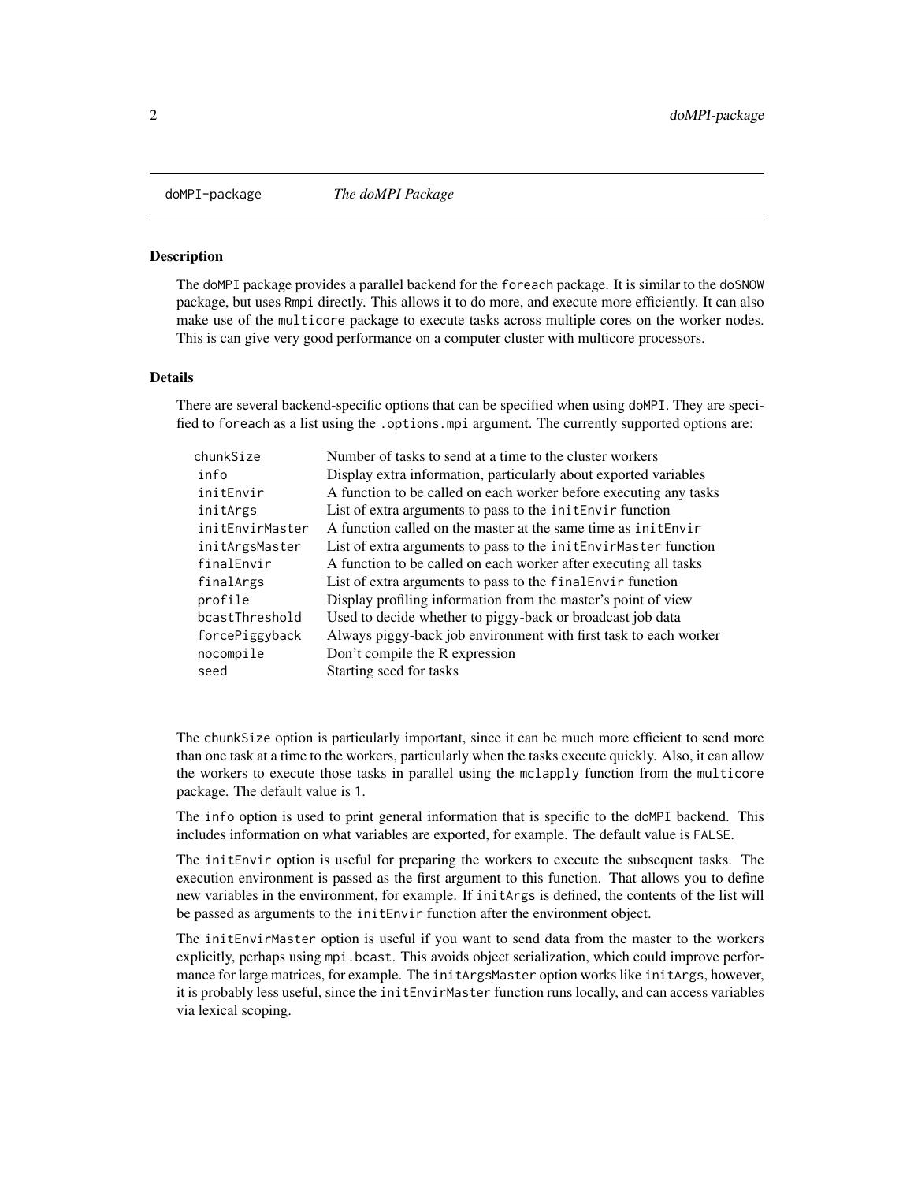doMPI-package *The doMPI Package*

## Description

The doMPI package provides a parallel backend for the foreach package. It is similar to the doSNOW package, but uses Rmpi directly. This allows it to do more, and execute more efficiently. It can also make use of the multicore package to execute tasks across multiple cores on the worker nodes. This is can give very good performance on a computer cluster with multicore processors.

## Details

There are several backend-specific options that can be specified when using doMPI. They are specified to foreach as a list using the .options.mpi argument. The currently supported options are:

| | |
|---|---|
| chunkSize | Number of tasks to send at a time to the cluster workers |
| info | Display extra information, particularly about exported variables |
| initEnvir | A function to be called on each worker before executing any tasks |
| initArgs | List of extra arguments to pass to the initEnvir function |
| initEnvirMaster | A function called on the master at the same time as initEnvir |
| initArgsMaster | List of extra arguments to pass to the initEnvirMaster function |
| finalEnvir | A function to be called on each worker after executing all tasks |
| finalArgs | List of extra arguments to pass to the finalEnvir function |
| profile | Display profiling information from the master's point of view |
| bcastThreshold | Used to decide whether to piggy-back or broadcast job data |
| forcePiggyback | Always piggy-back job environment with first task to each worker |
| nocompile | Don't compile the R expression |
| seed | Starting seed for tasks |

The chunkSize option is particularly important, since it can be much more efficient to send more than one task at a time to the workers, particularly when the tasks execute quickly. Also, it can allow the workers to execute those tasks in parallel using the mclapply function from the multicore package. The default value is 1.

The info option is used to print general information that is specific to the doMPI backend. This includes information on what variables are exported, for example. The default value is FALSE.

The initEnvir option is useful for preparing the workers to execute the subsequent tasks. The execution environment is passed as the first argument to this function. That allows you to define new variables in the environment, for example. If initArgs is defined, the contents of the list will be passed as arguments to the initEnvir function after the environment object.

The initEnvirMaster option is useful if you want to send data from the master to the workers explicitly, perhaps using mpi.bcast. This avoids object serialization, which could improve performance for large matrices, for example. The initArgsMaster option works like initArgs, however, it is probably less useful, since the initEnvirMaster function runs locally, and can access variables via lexical scoping.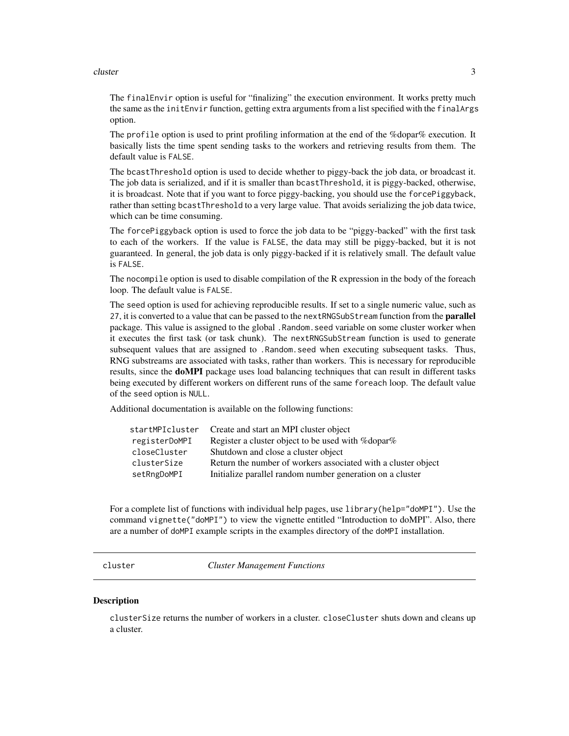The finalEnvir option is useful for "finalizing" the execution environment. It works pretty much the same as the initEnvir function, getting extra arguments from a list specified with the finalArgs option.

The profile option is used to print profiling information at the end of the %dopar% execution. It basically lists the time spent sending tasks to the workers and retrieving results from them. The default value is FALSE.

The bcastThreshold option is used to decide whether to piggy-back the job data, or broadcast it. The job data is serialized, and if it is smaller than bcastThreshold, it is piggy-backed, otherwise, it is broadcast. Note that if you want to force piggy-backing, you should use the forcePiggyback, rather than setting bcastThreshold to a very large value. That avoids serializing the job data twice, which can be time consuming.

The forcePiggyback option is used to force the job data to be "piggy-backed" with the first task to each of the workers. If the value is FALSE, the data may still be piggy-backed, but it is not guaranteed. In general, the job data is only piggy-backed if it is relatively small. The default value is FALSE.

The nocompile option is used to disable compilation of the R expression in the body of the foreach loop. The default value is FALSE.

The seed option is used for achieving reproducible results. If set to a single numeric value, such as 27, it is converted to a value that can be passed to the nextRNGSubStream function from the **parallel** package. This value is assigned to the global .Random.seed variable on some cluster worker when it executes the first task (or task chunk). The nextRNGSubStream function is used to generate subsequent values that are assigned to .Random.seed when executing subsequent tasks. Thus, RNG substreams are associated with tasks, rather than workers. This is necessary for reproducible results, since the **doMPI** package uses load balancing techniques that can result in different tasks being executed by different workers on different runs of the same foreach loop. The default value of the seed option is NULL.

Additional documentation is available on the following functions:

| | |
|---|---|
| startMPIcluster | Create and start an MPI cluster object |
| registerDoMPI | Register a cluster object to be used with %dopar% |
| closeCluster | Shutdown and close a cluster object |
| clusterSize | Return the number of workers associated with a cluster object |
| setRngDoMPI | Initialize parallel random number generation on a cluster |

For a complete list of functions with individual help pages, use library(help="doMPI"). Use the command vignette("doMPI") to view the vignette entitled "Introduction to doMPI". Also, there are a number of doMPI example scripts in the examples directory of the doMPI installation.

---

cluster *Cluster Management Functions*

---

## Description

clusterSize returns the number of workers in a cluster. closeCluster shuts down and cleans up a cluster.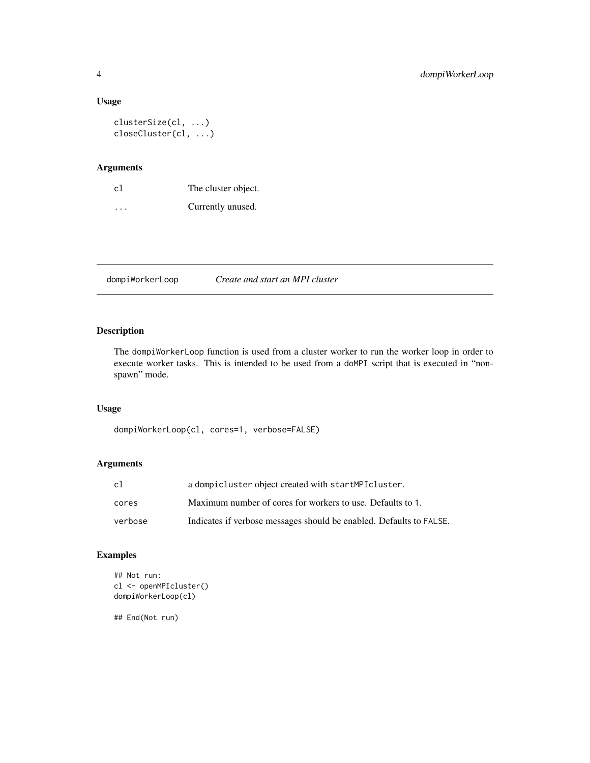### Usage

```
clusterSize(cl, ...)
closeCluster(cl, ...)
```

### Arguments

| | |
|---|---|
| cl | The cluster object. |
| ... | Currently unused. |

---

## dompiWorkerLoop    *Create and start an MPI cluster*

---

### Description

The dompiWorkerLoop function is used from a cluster worker to run the worker loop in order to execute worker tasks. This is intended to be used from a doMPI script that is executed in "non-spawn" mode.

### Usage

```
dompiWorkerLoop(cl, cores=1, verbose=FALSE)
```

### Arguments

| | |
|---|---|
| cl | a dompicluster object created with startMPIcluster. |
| cores | Maximum number of cores for workers to use. Defaults to 1. |
| verbose | Indicates if verbose messages should be enabled. Defaults to FALSE. |

### Examples

```
## Not run:
cl <- openMPIcluster()
dompiWorkerLoop(cl)

## End(Not run)
```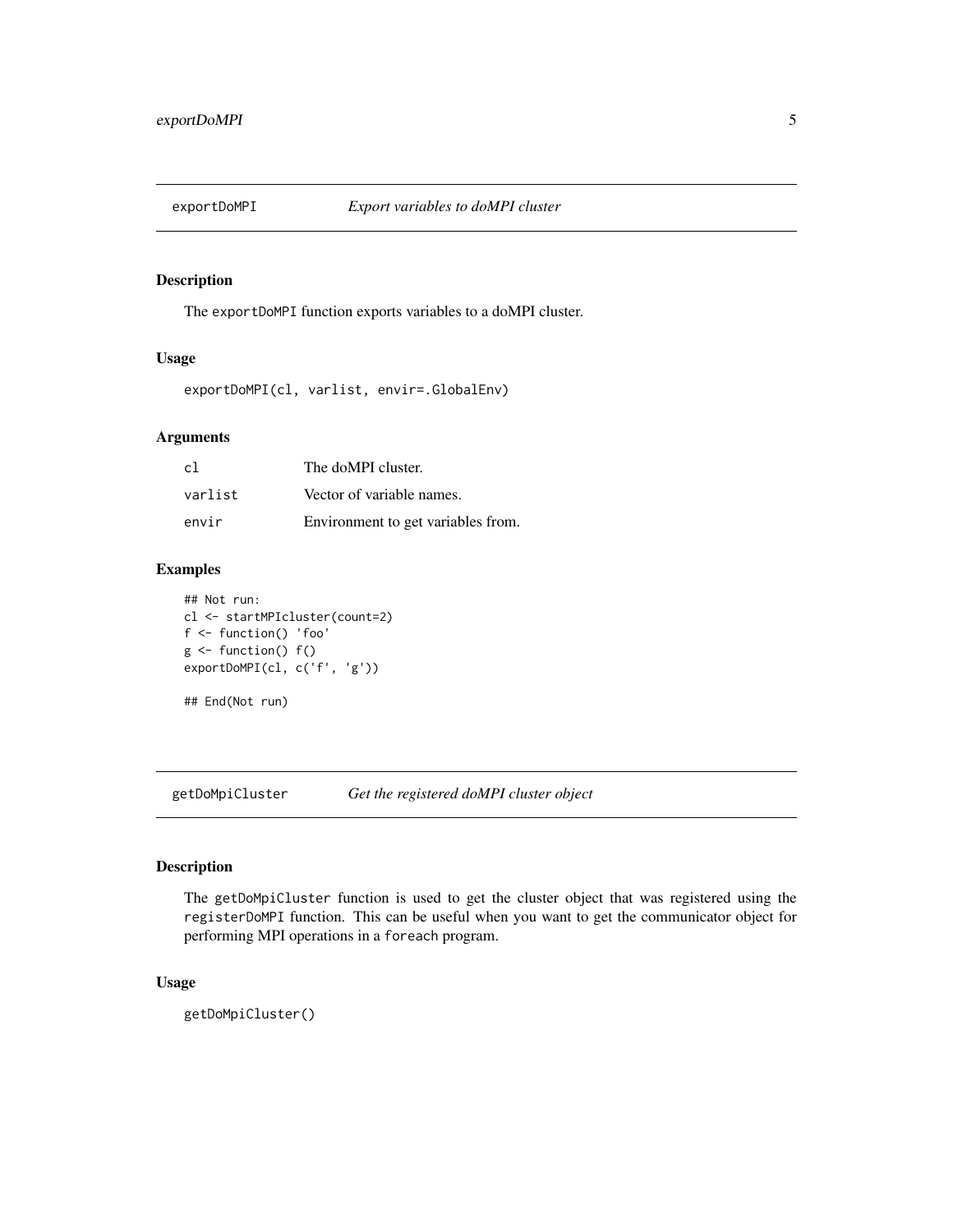## exportDoMPI — *Export variables to doMPI cluster*

### Description

The `exportDoMPI` function exports variables to a doMPI cluster.

### Usage

```
exportDoMPI(cl, varlist, envir=.GlobalEnv)
```

### Arguments

| | |
|---|---|
| `cl` | The doMPI cluster. |
| `varlist` | Vector of variable names. |
| `envir` | Environment to get variables from. |

### Examples

```
## Not run:
cl <- startMPIcluster(count=2)
f <- function() 'foo'
g <- function() f()
exportDoMPI(cl, c('f', 'g'))

## End(Not run)
```

## getDoMpiCluster — *Get the registered doMPI cluster object*

### Description

The `getDoMpiCluster` function is used to get the cluster object that was registered using the `registerDoMPI` function. This can be useful when you want to get the communicator object for performing MPI operations in a `foreach` program.

### Usage

```
getDoMpiCluster()
```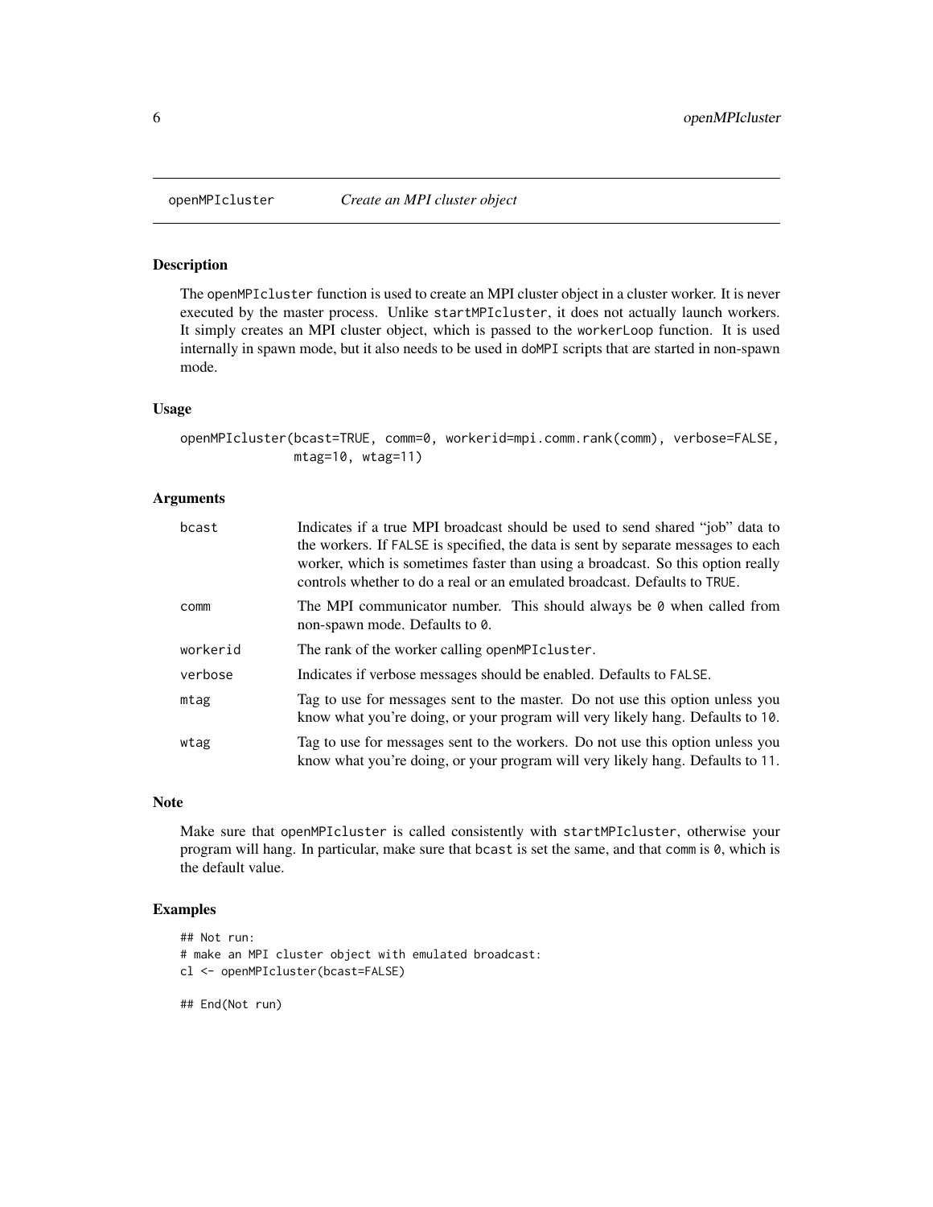## openMPIcluster — *Create an MPI cluster object*

### Description

The `openMPIcluster` function is used to create an MPI cluster object in a cluster worker. It is never executed by the master process. Unlike `startMPIcluster`, it does not actually launch workers. It simply creates an MPI cluster object, which is passed to the `workerLoop` function. It is used internally in spawn mode, but it also needs to be used in `doMPI` scripts that are started in non-spawn mode.

### Usage

```
openMPIcluster(bcast=TRUE, comm=0, workerid=mpi.comm.rank(comm), verbose=FALSE,
               mtag=10, wtag=11)
```

### Arguments

| | |
|---|---|
| `bcast` | Indicates if a true MPI broadcast should be used to send shared "job" data to the workers. If `FALSE` is specified, the data is sent by separate messages to each worker, which is sometimes faster than using a broadcast. So this option really controls whether to do a real or an emulated broadcast. Defaults to `TRUE`. |
| `comm` | The MPI communicator number. This should always be `0` when called from non-spawn mode. Defaults to `0`. |
| `workerid` | The rank of the worker calling `openMPIcluster`. |
| `verbose` | Indicates if verbose messages should be enabled. Defaults to `FALSE`. |
| `mtag` | Tag to use for messages sent to the master. Do not use this option unless you know what you're doing, or your program will very likely hang. Defaults to `10`. |
| `wtag` | Tag to use for messages sent to the workers. Do not use this option unless you know what you're doing, or your program will very likely hang. Defaults to `11`. |

### Note

Make sure that `openMPIcluster` is called consistently with `startMPIcluster`, otherwise your program will hang. In particular, make sure that `bcast` is set the same, and that `comm` is `0`, which is the default value.

### Examples

```
## Not run:
# make an MPI cluster object with emulated broadcast:
cl <- openMPIcluster(bcast=FALSE)

## End(Not run)
```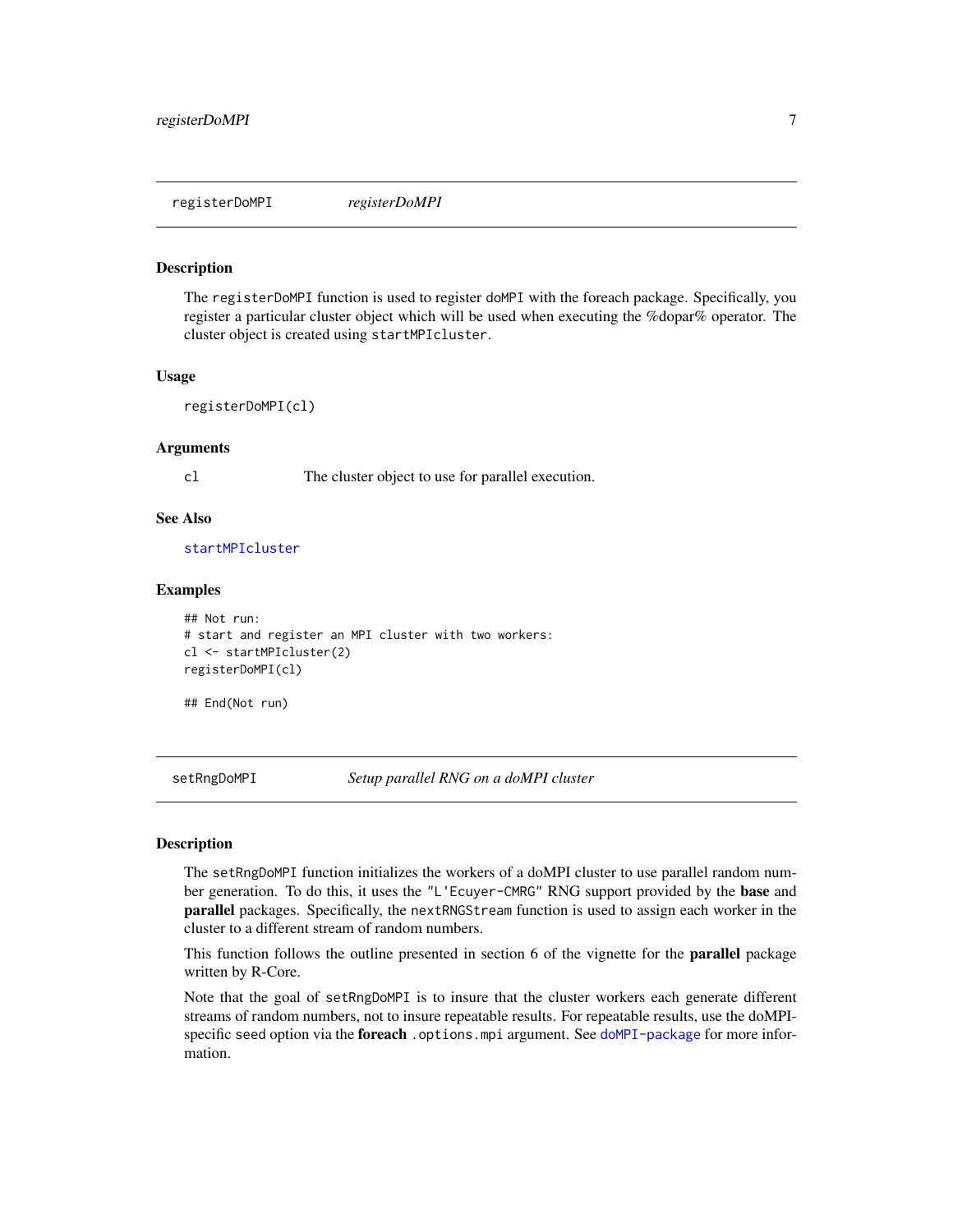## registerDoMPI *registerDoMPI*

### Description

The `registerDoMPI` function is used to register `doMPI` with the foreach package. Specifically, you register a particular cluster object which will be used when executing the %dopar% operator. The cluster object is created using `startMPIcluster`.

### Usage

```
registerDoMPI(cl)
```

### Arguments

| | |
|---|---|
| `cl` | The cluster object to use for parallel execution. |

### See Also

`startMPIcluster`

### Examples

```
## Not run:
# start and register an MPI cluster with two workers:
cl <- startMPIcluster(2)
registerDoMPI(cl)

## End(Not run)
```

## setRngDoMPI *Setup parallel RNG on a doMPI cluster*

### Description

The `setRngDoMPI` function initializes the workers of a doMPI cluster to use parallel random number generation. To do this, it uses the `"L'Ecuyer-CMRG"` RNG support provided by the **base** and **parallel** packages. Specifically, the `nextRNGStream` function is used to assign each worker in the cluster to a different stream of random numbers.

This function follows the outline presented in section 6 of the vignette for the **parallel** package written by R-Core.

Note that the goal of `setRngDoMPI` is to insure that the cluster workers each generate different streams of random numbers, not to insure repeatable results. For repeatable results, use the doMPI-specific `seed` option via the **foreach** `.options.mpi` argument. See `doMPI-package` for more information.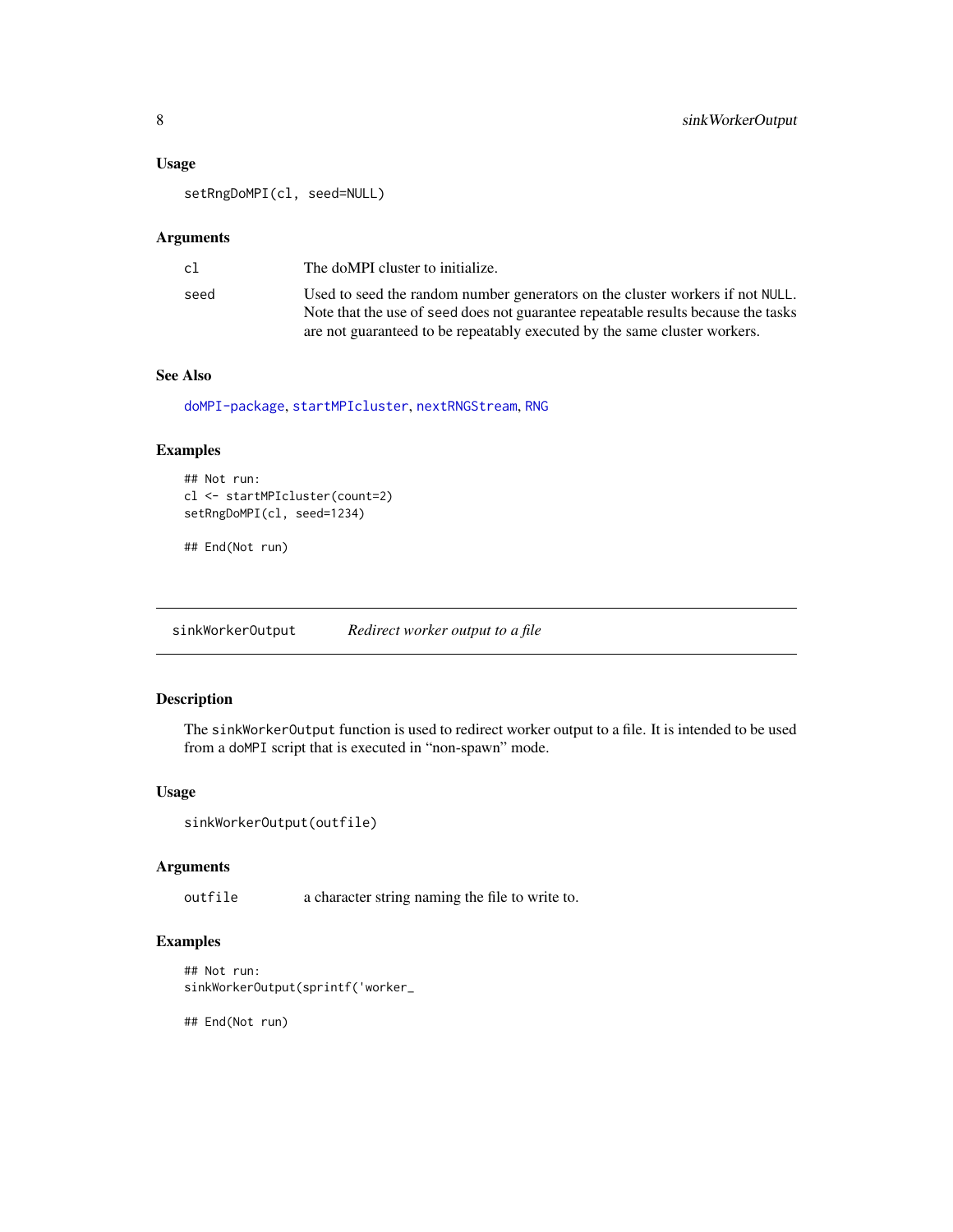### Usage

```
setRngDoMPI(cl, seed=NULL)
```

### Arguments

| | |
|---|---|
| `cl` | The doMPI cluster to initialize. |
| `seed` | Used to seed the random number generators on the cluster workers if not `NULL`. Note that the use of `seed` does not guarantee repeatable results because the tasks are not guaranteed to be repeatably executed by the same cluster workers. |

### See Also

`doMPI-package`, `startMPIcluster`, `nextRNGStream`, `RNG`

### Examples

```
## Not run:
cl <- startMPIcluster(count=2)
setRngDoMPI(cl, seed=1234)

## End(Not run)
```

---

## sinkWorkerOutput — *Redirect worker output to a file*

### Description

The `sinkWorkerOutput` function is used to redirect worker output to a file. It is intended to be used from a `doMPI` script that is executed in "non-spawn" mode.

### Usage

```
sinkWorkerOutput(outfile)
```

### Arguments

| | |
|---|---|
| `outfile` | a character string naming the file to write to. |

### Examples

```
## Not run:
sinkWorkerOutput(sprintf('worker_

## End(Not run)
```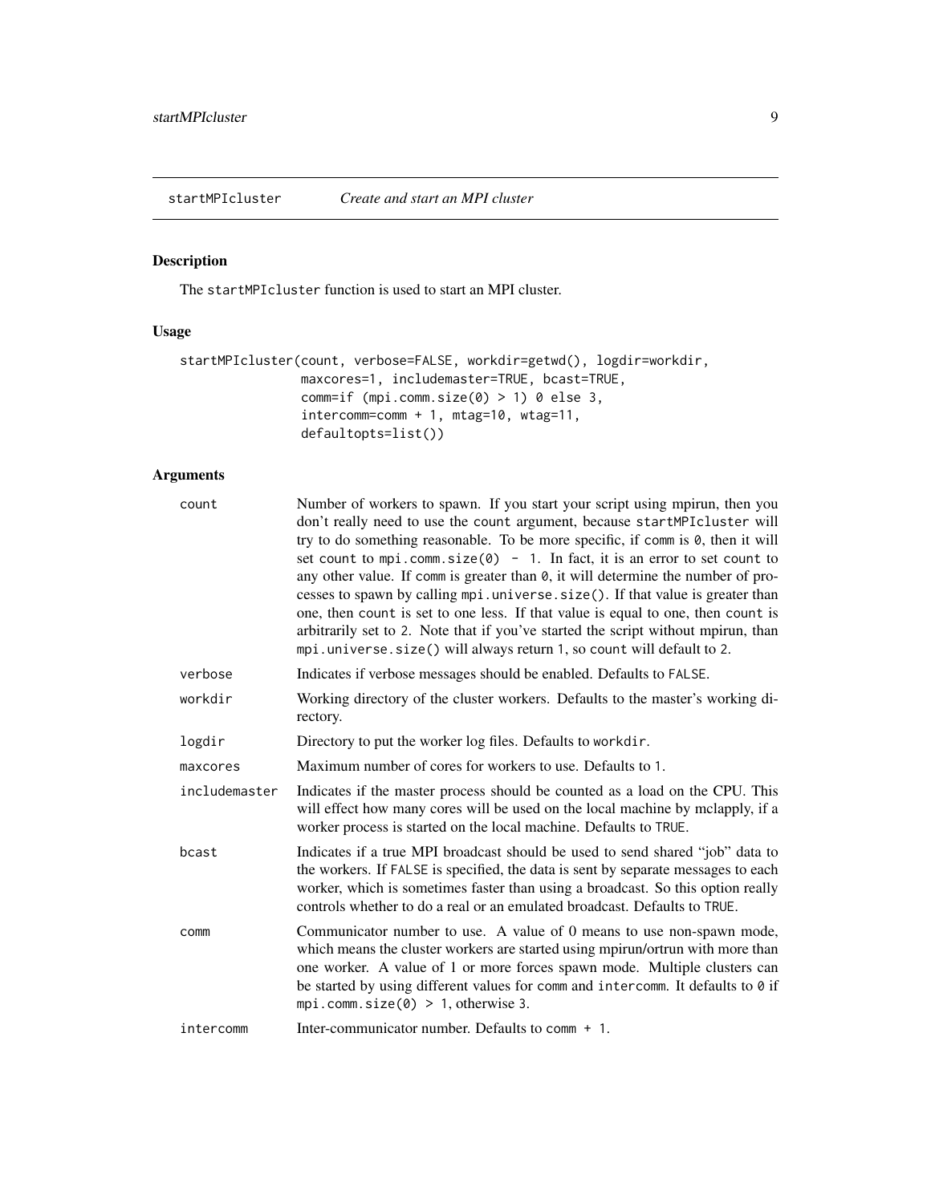## startMPIcluster *Create and start an MPI cluster*

### Description

The `startMPIcluster` function is used to start an MPI cluster.

### Usage

```
startMPIcluster(count, verbose=FALSE, workdir=getwd(), logdir=workdir,
                maxcores=1, includemaster=TRUE, bcast=TRUE,
                comm=if (mpi.comm.size(0) > 1) 0 else 3,
                intercomm=comm + 1, mtag=10, wtag=11,
                defaultopts=list())
```

### Arguments

| | |
|---|---|
| `count` | Number of workers to spawn. If you start your script using mpirun, then you don't really need to use the `count` argument, because `startMPIcluster` will try to do something reasonable. To be more specific, if `comm` is `0`, then it will set `count` to `mpi.comm.size(0) - 1`. In fact, it is an error to set `count` to any other value. If `comm` is greater than `0`, it will determine the number of processes to spawn by calling `mpi.universe.size()`. If that value is greater than one, then `count` is set to one less. If that value is equal to one, then `count` is arbitrarily set to `2`. Note that if you've started the script without mpirun, than `mpi.universe.size()` will always return `1`, so `count` will default to `2`. |
| `verbose` | Indicates if verbose messages should be enabled. Defaults to `FALSE`. |
| `workdir` | Working directory of the cluster workers. Defaults to the master's working directory. |
| `logdir` | Directory to put the worker log files. Defaults to `workdir`. |
| `maxcores` | Maximum number of cores for workers to use. Defaults to `1`. |
| `includemaster` | Indicates if the master process should be counted as a load on the CPU. This will effect how many cores will be used on the local machine by mclapply, if a worker process is started on the local machine. Defaults to `TRUE`. |
| `bcast` | Indicates if a true MPI broadcast should be used to send shared "job" data to the workers. If `FALSE` is specified, the data is sent by separate messages to each worker, which is sometimes faster than using a broadcast. So this option really controls whether to do a real or an emulated broadcast. Defaults to `TRUE`. |
| `comm` | Communicator number to use. A value of 0 means to use non-spawn mode, which means the cluster workers are started using mpirun/ortrun with more than one worker. A value of 1 or more forces spawn mode. Multiple clusters can be started by using different values for `comm` and `intercomm`. It defaults to `0` if `mpi.comm.size(0) > 1`, otherwise `3`. |
| `intercomm` | Inter-communicator number. Defaults to `comm + 1`. |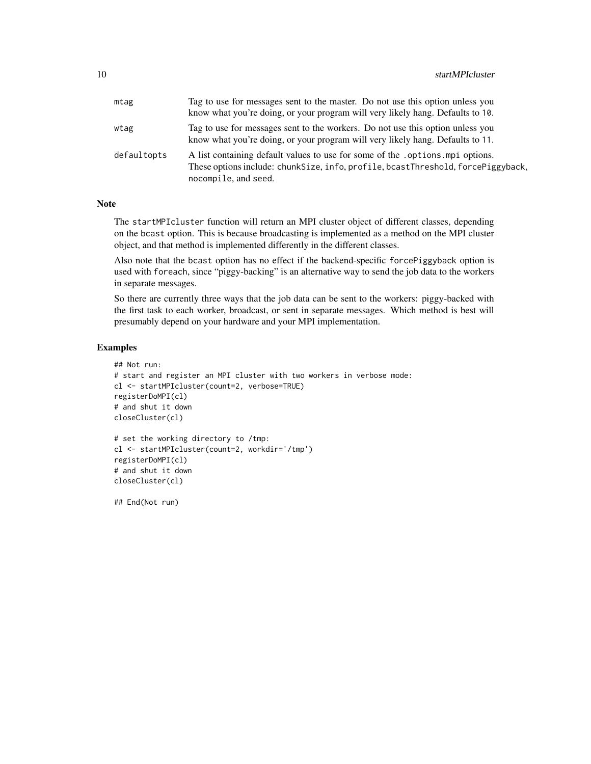| | |
|---|---|
| mtag | Tag to use for messages sent to the master. Do not use this option unless you know what you're doing, or your program will very likely hang. Defaults to `10`. |
| wtag | Tag to use for messages sent to the workers. Do not use this option unless you know what you're doing, or your program will very likely hang. Defaults to `11`. |
| defaultopts | A list containing default values to use for some of the `.options.mpi` options. These options include: `chunkSize`, `info`, `profile`, `bcastThreshold`, `forcePiggyback`, `nocompile`, and `seed`. |

### Note

The `startMPIcluster` function will return an MPI cluster object of different classes, depending on the `bcast` option. This is because broadcasting is implemented as a method on the MPI cluster object, and that method is implemented differently in the different classes.

Also note that the `bcast` option has no effect if the backend-specific `forcePiggyback` option is used with `foreach`, since "piggy-backing" is an alternative way to send the job data to the workers in separate messages.

So there are currently three ways that the job data can be sent to the workers: piggy-backed with the first task to each worker, broadcast, or sent in separate messages. Which method is best will presumably depend on your hardware and your MPI implementation.

### Examples

```
## Not run:
# start and register an MPI cluster with two workers in verbose mode:
cl <- startMPIcluster(count=2, verbose=TRUE)
registerDoMPI(cl)
# and shut it down
closeCluster(cl)

# set the working directory to /tmp:
cl <- startMPIcluster(count=2, workdir='/tmp')
registerDoMPI(cl)
# and shut it down
closeCluster(cl)

## End(Not run)
```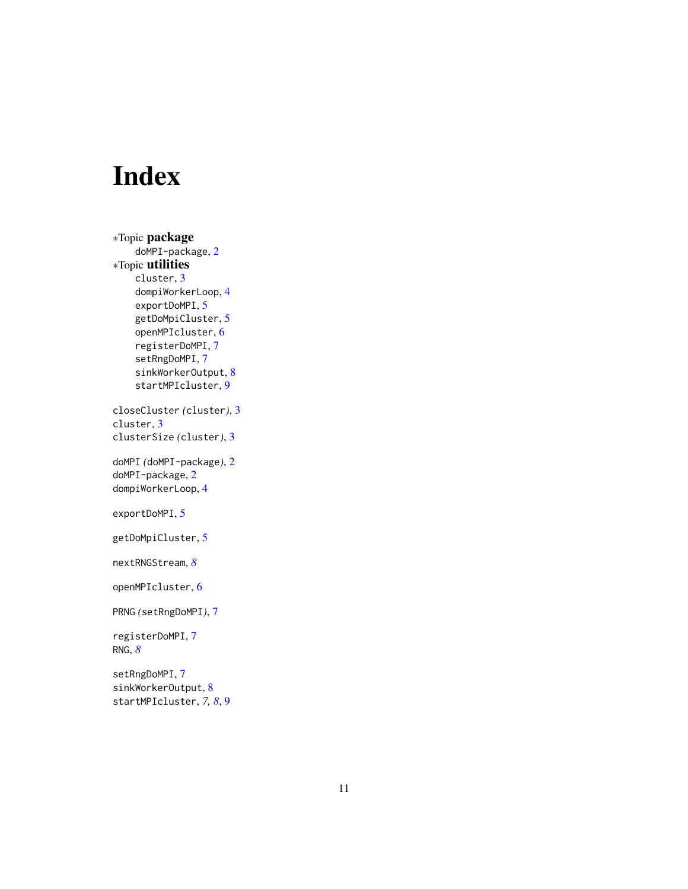# Index

∗Topic **package**
  doMPI-package, 2
∗Topic **utilities**
  cluster, 3
  dompiWorkerLoop, 4
  exportDoMPI, 5
  getDoMpiCluster, 5
  openMPIcluster, 6
  registerDoMPI, 7
  setRngDoMPI, 7
  sinkWorkerOutput, 8
  startMPIcluster, 9

closeCluster *(*cluster*)*, 3
cluster, 3
clusterSize *(*cluster*)*, 3

doMPI *(*doMPI-package*)*, 2
doMPI-package, 2
dompiWorkerLoop, 4

exportDoMPI, 5

getDoMpiCluster, 5

nextRNGStream, *8*

openMPIcluster, 6

PRNG *(*setRngDoMPI*)*, 7

registerDoMPI, 7
RNG, *8*

setRngDoMPI, 7
sinkWorkerOutput, 8
startMPIcluster, *7, 8*, 9